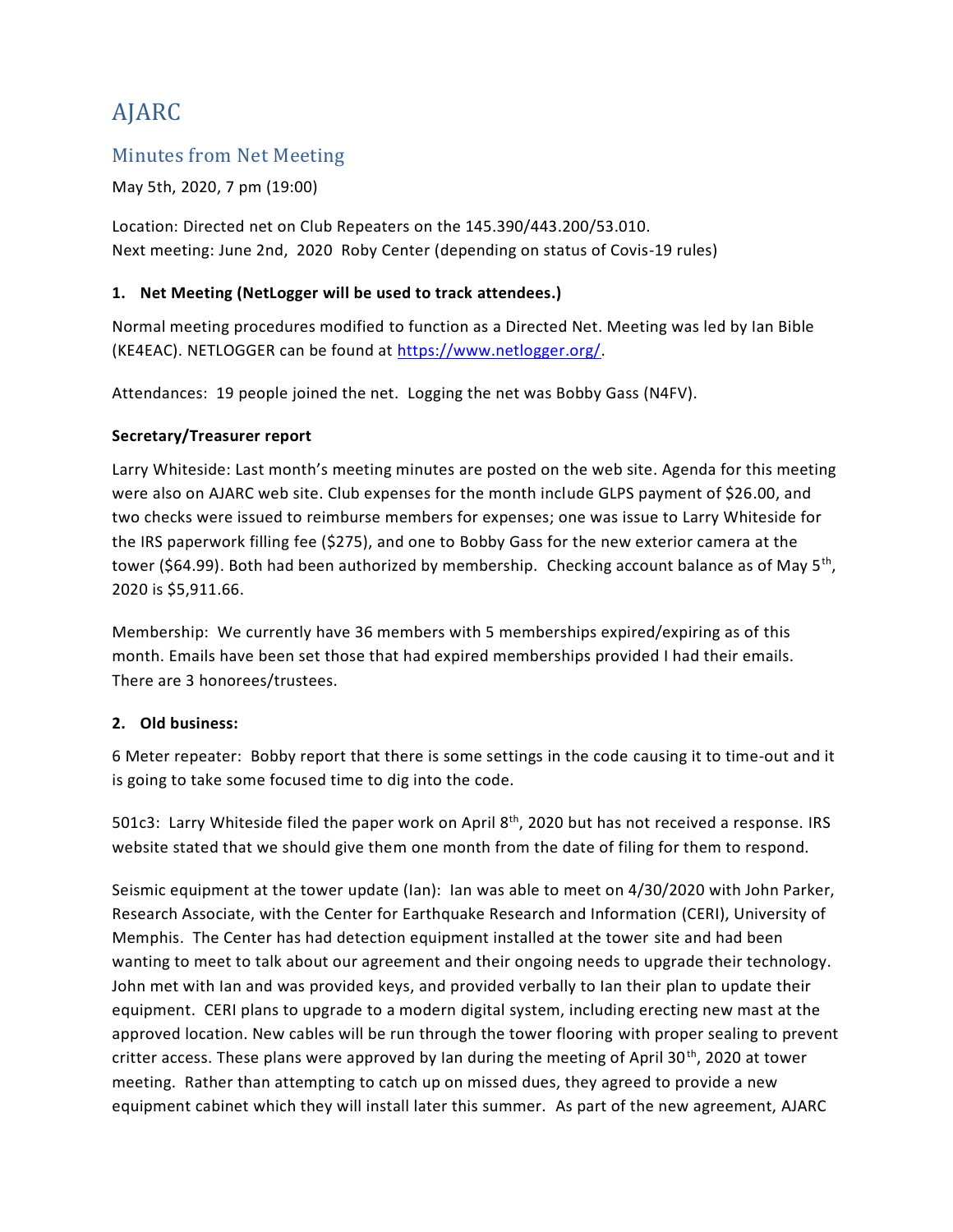# AJARC

## Minutes from Net Meeting

May 5th, 2020, 7 pm (19:00)

Location: Directed net on Club Repeaters on the 145.390/443.200/53.010.
Next meeting: June 2nd, 2020 Roby Center (depending on status of Covis-19 rules)

### 1. Net Meeting (NetLogger will be used to track attendees.)

Normal meeting procedures modified to function as a Directed Net. Meeting was led by Ian Bible (KE4EAC). NETLOGGER can be found at https://www.netlogger.org/.

Attendances: 19 people joined the net. Logging the net was Bobby Gass (N4FV).

**Secretary/Treasurer report**

Larry Whiteside: Last month's meeting minutes are posted on the web site. Agenda for this meeting were also on AJARC web site. Club expenses for the month include GLPS payment of $26.00, and two checks were issued to reimburse members for expenses; one was issue to Larry Whiteside for the IRS paperwork filling fee ($275), and one to Bobby Gass for the new exterior camera at the tower ($64.99). Both had been authorized by membership. Checking account balance as of May 5th, 2020 is $5,911.66.

Membership: We currently have 36 members with 5 memberships expired/expiring as of this month. Emails have been set those that had expired memberships provided I had their emails. There are 3 honorees/trustees.

### 2. Old business:

6 Meter repeater: Bobby report that there is some settings in the code causing it to time-out and it is going to take some focused time to dig into the code.

501c3: Larry Whiteside filed the paper work on April 8th, 2020 but has not received a response. IRS website stated that we should give them one month from the date of filing for them to respond.

Seismic equipment at the tower update (Ian): Ian was able to meet on 4/30/2020 with John Parker, Research Associate, with the Center for Earthquake Research and Information (CERI), University of Memphis. The Center has had detection equipment installed at the tower site and had been wanting to meet to talk about our agreement and their ongoing needs to upgrade their technology. John met with Ian and was provided keys, and provided verbally to Ian their plan to update their equipment. CERI plans to upgrade to a modern digital system, including erecting new mast at the approved location. New cables will be run through the tower flooring with proper sealing to prevent critter access. These plans were approved by Ian during the meeting of April 30th, 2020 at tower meeting. Rather than attempting to catch up on missed dues, they agreed to provide a new equipment cabinet which they will install later this summer. As part of the new agreement, AJARC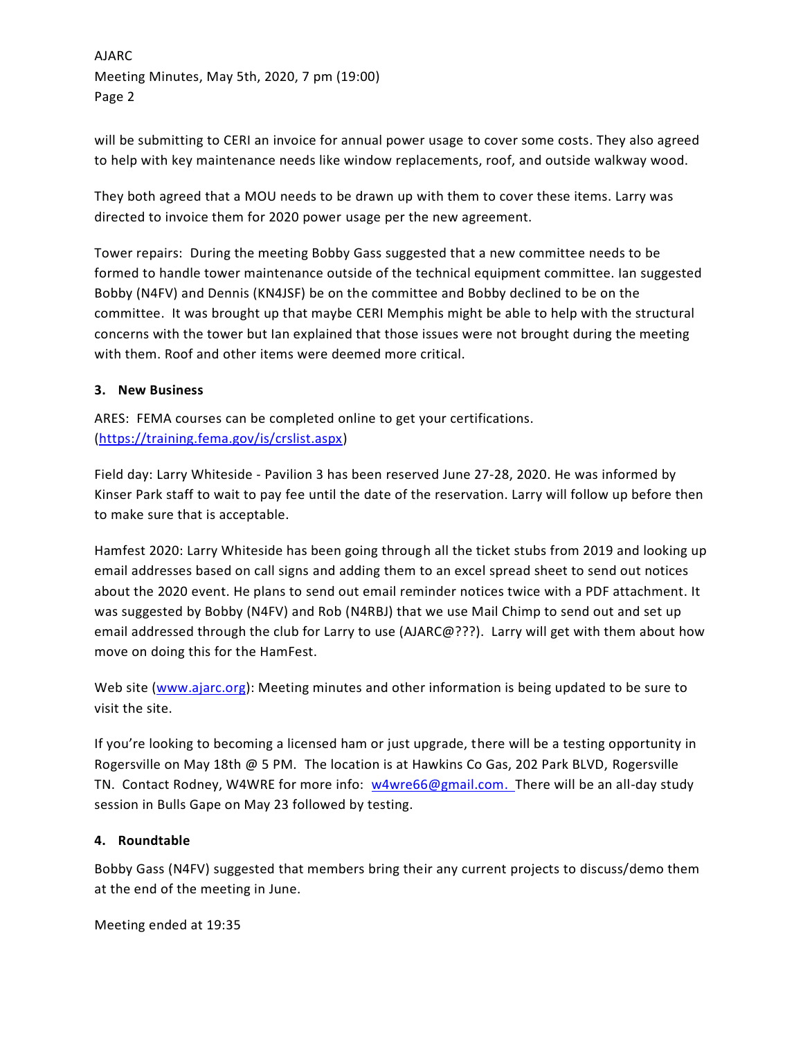will be submitting to CERI an invoice for annual power usage to cover some costs. They also agreed to help with key maintenance needs like window replacements, roof, and outside walkway wood.

They both agreed that a MOU needs to be drawn up with them to cover these items. Larry was directed to invoice them for 2020 power usage per the new agreement.

Tower repairs: During the meeting Bobby Gass suggested that a new committee needs to be formed to handle tower maintenance outside of the technical equipment committee. Ian suggested Bobby (N4FV) and Dennis (KN4JSF) be on the committee and Bobby declined to be on the committee. It was brought up that maybe CERI Memphis might be able to help with the structural concerns with the tower but Ian explained that those issues were not brought during the meeting with them. Roof and other items were deemed more critical.

**3. New Business**

ARES: FEMA courses can be completed online to get your certifications. (https://training.fema.gov/is/crslist.aspx)

Field day: Larry Whiteside - Pavilion 3 has been reserved June 27-28, 2020. He was informed by Kinser Park staff to wait to pay fee until the date of the reservation. Larry will follow up before then to make sure that is acceptable.

Hamfest 2020: Larry Whiteside has been going through all the ticket stubs from 2019 and looking up email addresses based on call signs and adding them to an excel spread sheet to send out notices about the 2020 event. He plans to send out email reminder notices twice with a PDF attachment. It was suggested by Bobby (N4FV) and Rob (N4RBJ) that we use Mail Chimp to send out and set up email addressed through the club for Larry to use (AJARC@???). Larry will get with them about how move on doing this for the HamFest.

Web site (www.ajarc.org): Meeting minutes and other information is being updated to be sure to visit the site.

If you're looking to becoming a licensed ham or just upgrade, there will be a testing opportunity in Rogersville on May 18th @ 5 PM. The location is at Hawkins Co Gas, 202 Park BLVD, Rogersville TN. Contact Rodney, W4WRE for more info: w4wre66@gmail.com. There will be an all-day study session in Bulls Gape on May 23 followed by testing.

**4. Roundtable**

Bobby Gass (N4FV) suggested that members bring their any current projects to discuss/demo them at the end of the meeting in June.

Meeting ended at 19:35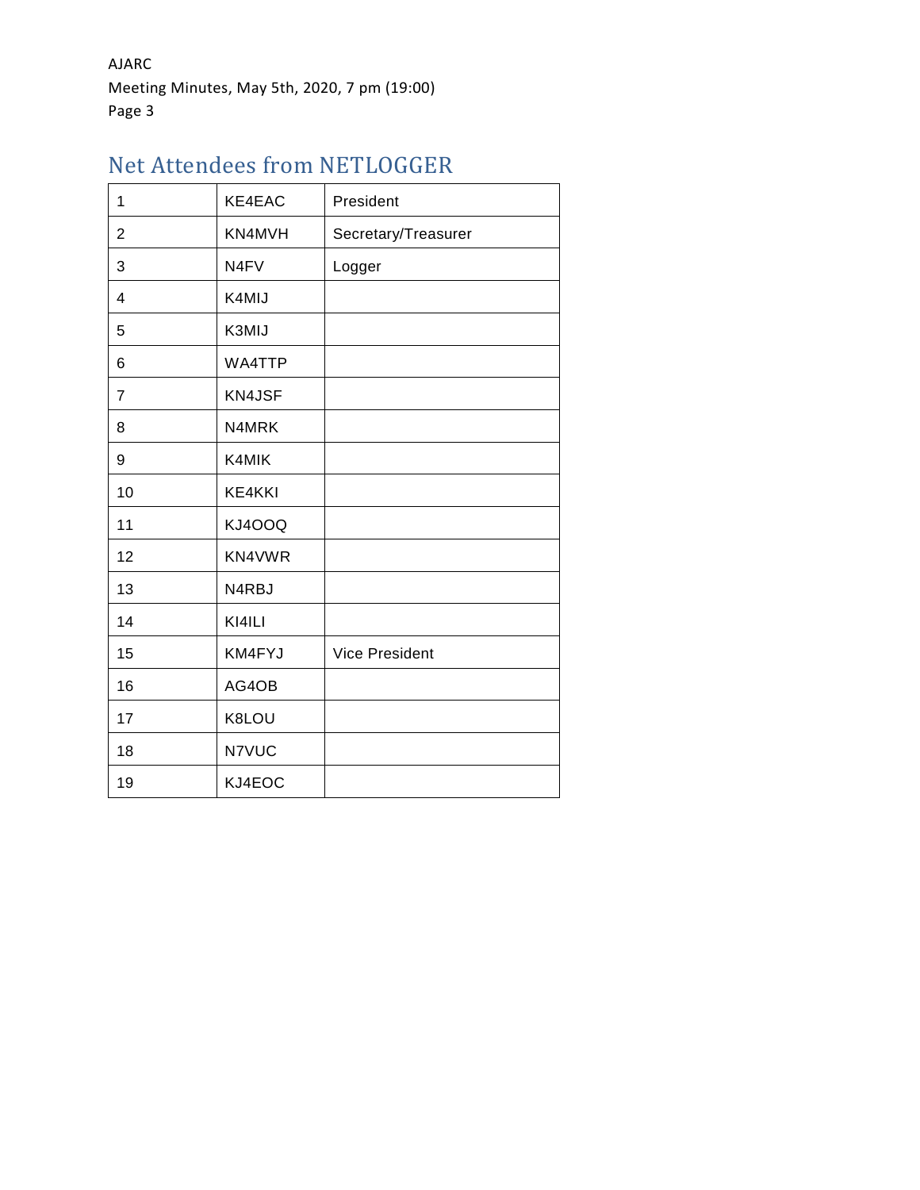## Net Attendees from NETLOGGER

| | | |
|---|---|---|
| 1 | KE4EAC | President |
| 2 | KN4MVH | Secretary/Treasurer |
| 3 | N4FV | Logger |
| 4 | K4MIJ | |
| 5 | K3MIJ | |
| 6 | WA4TTP | |
| 7 | KN4JSF | |
| 8 | N4MRK | |
| 9 | K4MIK | |
| 10 | KE4KKI | |
| 11 | KJ4OOQ | |
| 12 | KN4VWR | |
| 13 | N4RBJ | |
| 14 | KI4ILI | |
| 15 | KM4FYJ | Vice President |
| 16 | AG4OB | |
| 17 | K8LOU | |
| 18 | N7VUC | |
| 19 | KJ4EOC | |